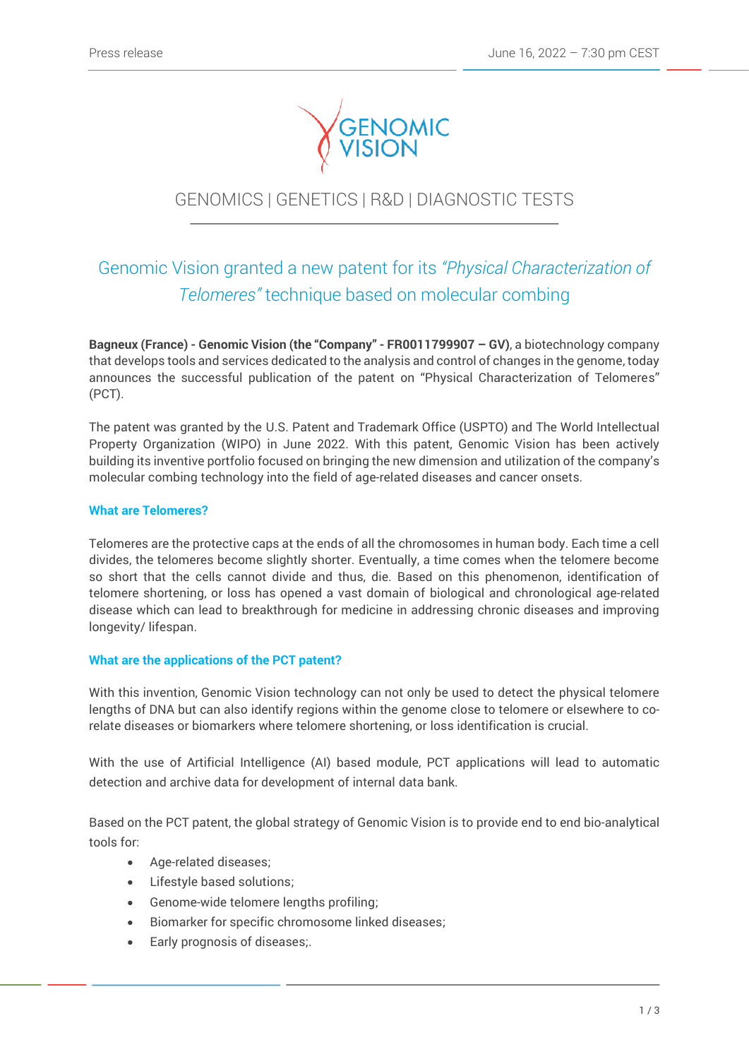GENOMIC VISION

GENOMICS | GENETICS | R&D | DIAGNOSTIC TESTS

# Genomic Vision granted a new patent for its *"Physical Characterization of Telomeres"* technique based on molecular combing

**Bagneux (France) - Genomic Vision (the "Company" - FR0011799907 – GV)**, a biotechnology company that develops tools and services dedicated to the analysis and control of changes in the genome, today announces the successful publication of the patent on "Physical Characterization of Telomeres" (PCT).

The patent was granted by the U.S. Patent and Trademark Office (USPTO) and The World Intellectual Property Organization (WIPO) in June 2022. With this patent, Genomic Vision has been actively building its inventive portfolio focused on bringing the new dimension and utilization of the company's molecular combing technology into the field of age-related diseases and cancer onsets.

## What are Telomeres?

Telomeres are the protective caps at the ends of all the chromosomes in human body. Each time a cell divides, the telomeres become slightly shorter. Eventually, a time comes when the telomere become so short that the cells cannot divide and thus, die. Based on this phenomenon, identification of telomere shortening, or loss has opened a vast domain of biological and chronological age-related disease which can lead to breakthrough for medicine in addressing chronic diseases and improving longevity/ lifespan.

## What are the applications of the PCT patent?

With this invention, Genomic Vision technology can not only be used to detect the physical telomere lengths of DNA but can also identify regions within the genome close to telomere or elsewhere to co-relate diseases or biomarkers where telomere shortening, or loss identification is crucial.

With the use of Artificial Intelligence (AI) based module, PCT applications will lead to automatic detection and archive data for development of internal data bank.

Based on the PCT patent, the global strategy of Genomic Vision is to provide end to end bio-analytical tools for:

- Age-related diseases;
- Lifestyle based solutions;
- Genome-wide telomere lengths profiling;
- Biomarker for specific chromosome linked diseases;
- Early prognosis of diseases;.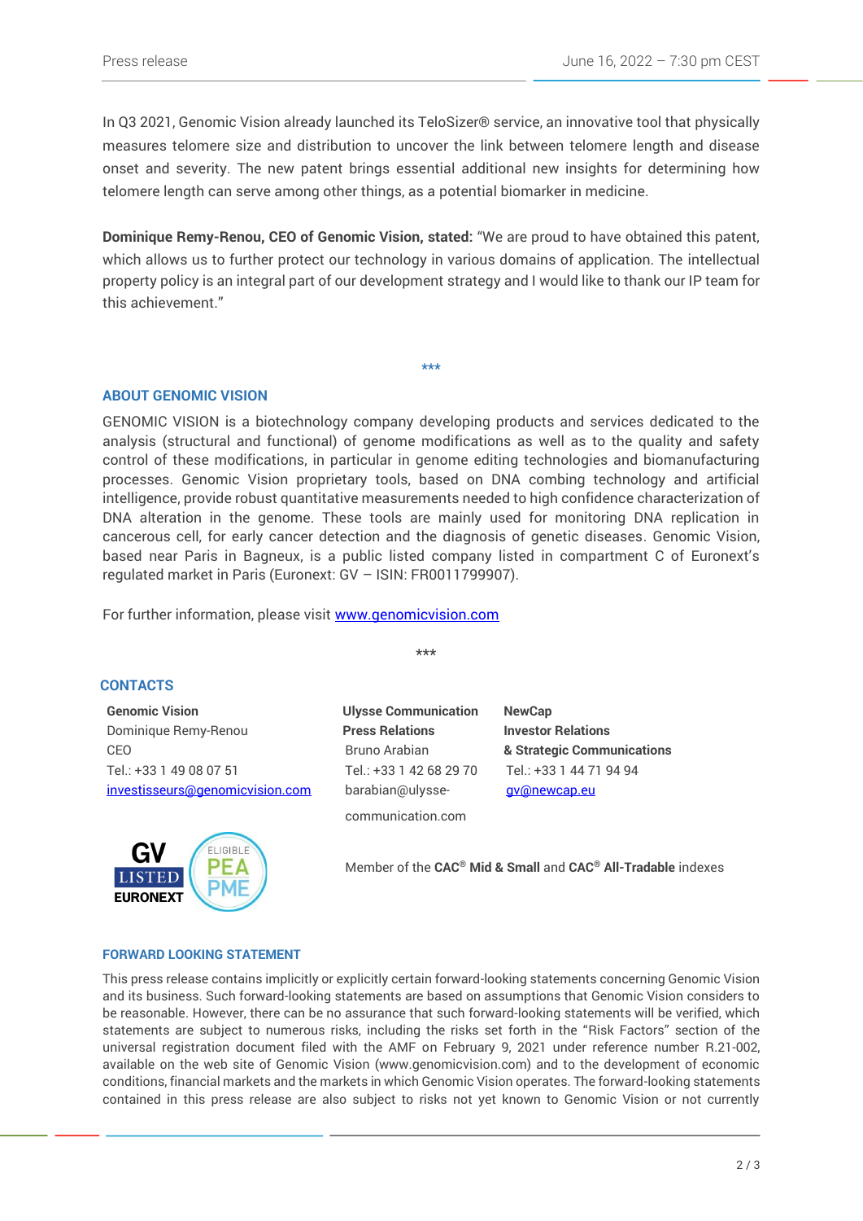In Q3 2021, Genomic Vision already launched its TeloSizer® service, an innovative tool that physically measures telomere size and distribution to uncover the link between telomere length and disease onset and severity. The new patent brings essential additional new insights for determining how telomere length can serve among other things, as a potential biomarker in medicine.

**Dominique Remy-Renou, CEO of Genomic Vision, stated:** "We are proud to have obtained this patent, which allows us to further protect our technology in various domains of application. The intellectual property policy is an integral part of our development strategy and I would like to thank our IP team for this achievement."

***

## ABOUT GENOMIC VISION

GENOMIC VISION is a biotechnology company developing products and services dedicated to the analysis (structural and functional) of genome modifications as well as to the quality and safety control of these modifications, in particular in genome editing technologies and biomanufacturing processes. Genomic Vision proprietary tools, based on DNA combing technology and artificial intelligence, provide robust quantitative measurements needed to high confidence characterization of DNA alteration in the genome. These tools are mainly used for monitoring DNA replication in cancerous cell, for early cancer detection and the diagnosis of genetic diseases. Genomic Vision, based near Paris in Bagneux, is a public listed company listed in compartment C of Euronext's regulated market in Paris (Euronext: GV – ISIN: FR0011799907).

For further information, please visit [www.genomicvision.com](http://www.genomicvision.com)

***

## CONTACTS

**Genomic Vision**
Dominique Remy-Renou
CEO
Tel.: +33 1 49 08 07 51
investisseurs@genomicvision.com

**Ulysse Communication**
**Press Relations**
Bruno Arabian
Tel.: +33 1 42 68 29 70
barabian@ulysse-communication.com

**NewCap**
**Investor Relations**
**& Strategic Communications**
Tel.: +33 1 44 71 94 94
gv@newcap.eu

GV LISTED EURONEXT — ELIGIBLE PEA PME

Member of the **CAC® Mid & Small** and **CAC® All-Tradable** indexes

## FORWARD LOOKING STATEMENT

This press release contains implicitly or explicitly certain forward-looking statements concerning Genomic Vision and its business. Such forward-looking statements are based on assumptions that Genomic Vision considers to be reasonable. However, there can be no assurance that such forward-looking statements will be verified, which statements are subject to numerous risks, including the risks set forth in the "Risk Factors" section of the universal registration document filed with the AMF on February 9, 2021 under reference number R.21-002, available on the web site of Genomic Vision (www.genomicvision.com) and to the development of economic conditions, financial markets and the markets in which Genomic Vision operates. The forward-looking statements contained in this press release are also subject to risks not yet known to Genomic Vision or not currently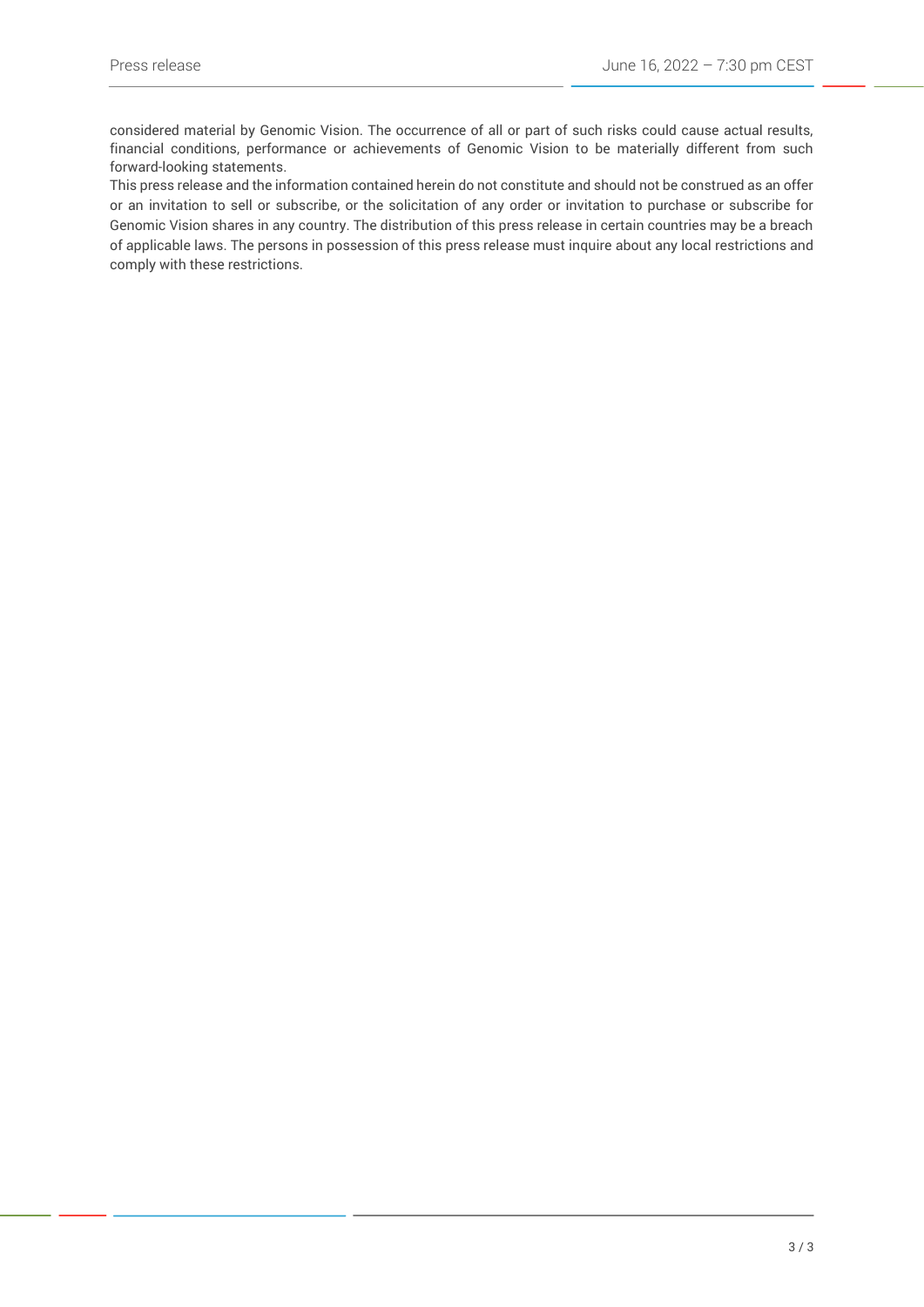considered material by Genomic Vision. The occurrence of all or part of such risks could cause actual results, financial conditions, performance or achievements of Genomic Vision to be materially different from such forward-looking statements.

This press release and the information contained herein do not constitute and should not be construed as an offer or an invitation to sell or subscribe, or the solicitation of any order or invitation to purchase or subscribe for Genomic Vision shares in any country. The distribution of this press release in certain countries may be a breach of applicable laws. The persons in possession of this press release must inquire about any local restrictions and comply with these restrictions.